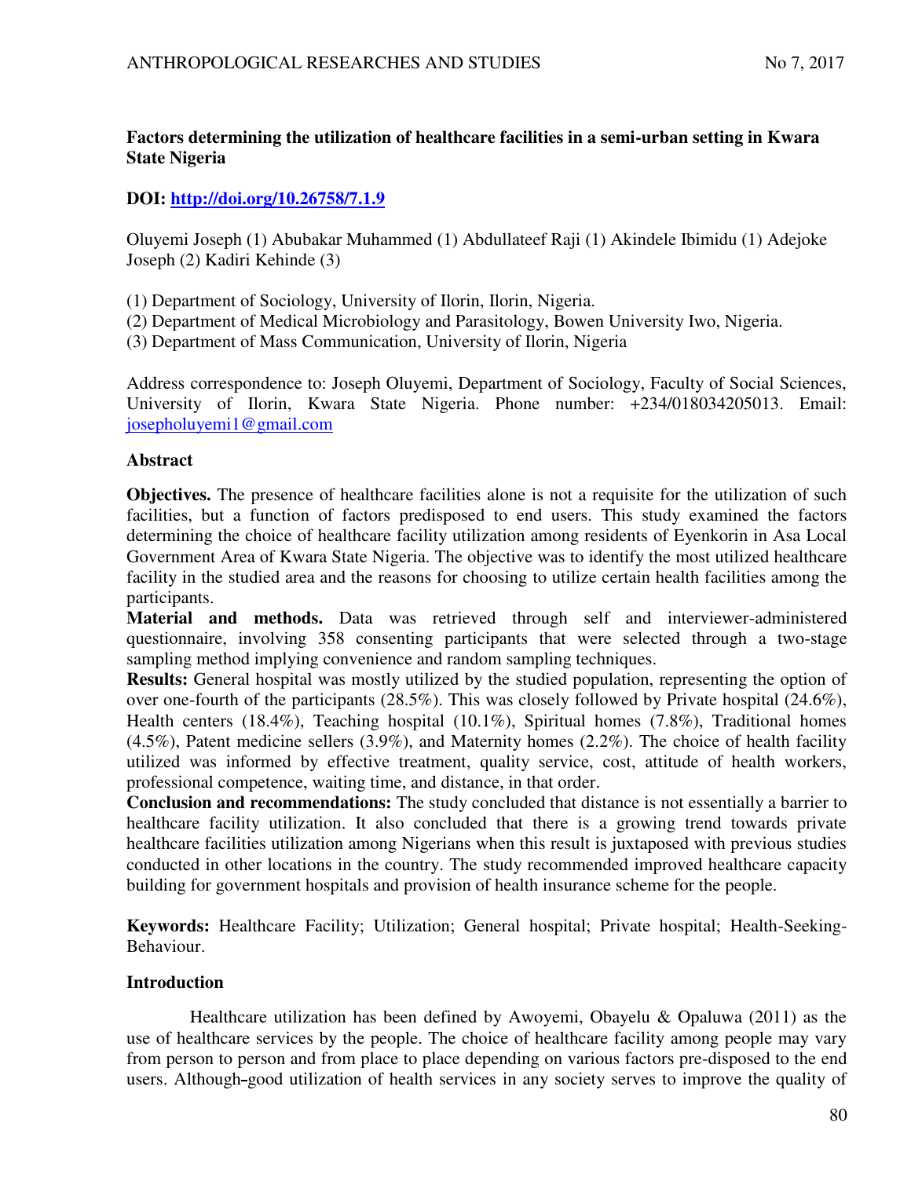# Factors determining the utilization of healthcare facilities in a semi-urban setting in Kwara State Nigeria

**DOI: [http://doi.org/10.26758/7.1.9](http://doi.org/10.26758/7.1.9)**

Oluyemi Joseph (1) Abubakar Muhammed (1) Abdullateef Raji (1) Akindele Ibimidu (1) Adejoke Joseph (2) Kadiri Kehinde (3)

(1) Department of Sociology, University of Ilorin, Ilorin, Nigeria.
(2) Department of Medical Microbiology and Parasitology, Bowen University Iwo, Nigeria.
(3) Department of Mass Communication, University of Ilorin, Nigeria

Address correspondence to: Joseph Oluyemi, Department of Sociology, Faculty of Social Sciences, University of Ilorin, Kwara State Nigeria. Phone number: +234/018034205013. Email: [josepholuyemi1@gmail.com](mailto:josepholuyemi1@gmail.com)

## Abstract

**Objectives.** The presence of healthcare facilities alone is not a requisite for the utilization of such facilities, but a function of factors predisposed to end users. This study examined the factors determining the choice of healthcare facility utilization among residents of Eyenkorin in Asa Local Government Area of Kwara State Nigeria. The objective was to identify the most utilized healthcare facility in the studied area and the reasons for choosing to utilize certain health facilities among the participants.

**Material and methods.** Data was retrieved through self and interviewer-administered questionnaire, involving 358 consenting participants that were selected through a two-stage sampling method implying convenience and random sampling techniques.

**Results:** General hospital was mostly utilized by the studied population, representing the option of over one-fourth of the participants (28.5%). This was closely followed by Private hospital (24.6%), Health centers (18.4%), Teaching hospital (10.1%), Spiritual homes (7.8%), Traditional homes (4.5%), Patent medicine sellers (3.9%), and Maternity homes (2.2%). The choice of health facility utilized was informed by effective treatment, quality service, cost, attitude of health workers, professional competence, waiting time, and distance, in that order.

**Conclusion and recommendations:** The study concluded that distance is not essentially a barrier to healthcare facility utilization. It also concluded that there is a growing trend towards private healthcare facilities utilization among Nigerians when this result is juxtaposed with previous studies conducted in other locations in the country. The study recommended improved healthcare capacity building for government hospitals and provision of health insurance scheme for the people.

**Keywords:** Healthcare Facility; Utilization; General hospital; Private hospital; Health-Seeking-Behaviour.

## Introduction

Healthcare utilization has been defined by Awoyemi, Obayelu & Opaluwa (2011) as the use of healthcare services by the people. The choice of healthcare facility among people may vary from person to person and from place to place depending on various factors pre-disposed to the end users. Although good utilization of health services in any society serves to improve the quality of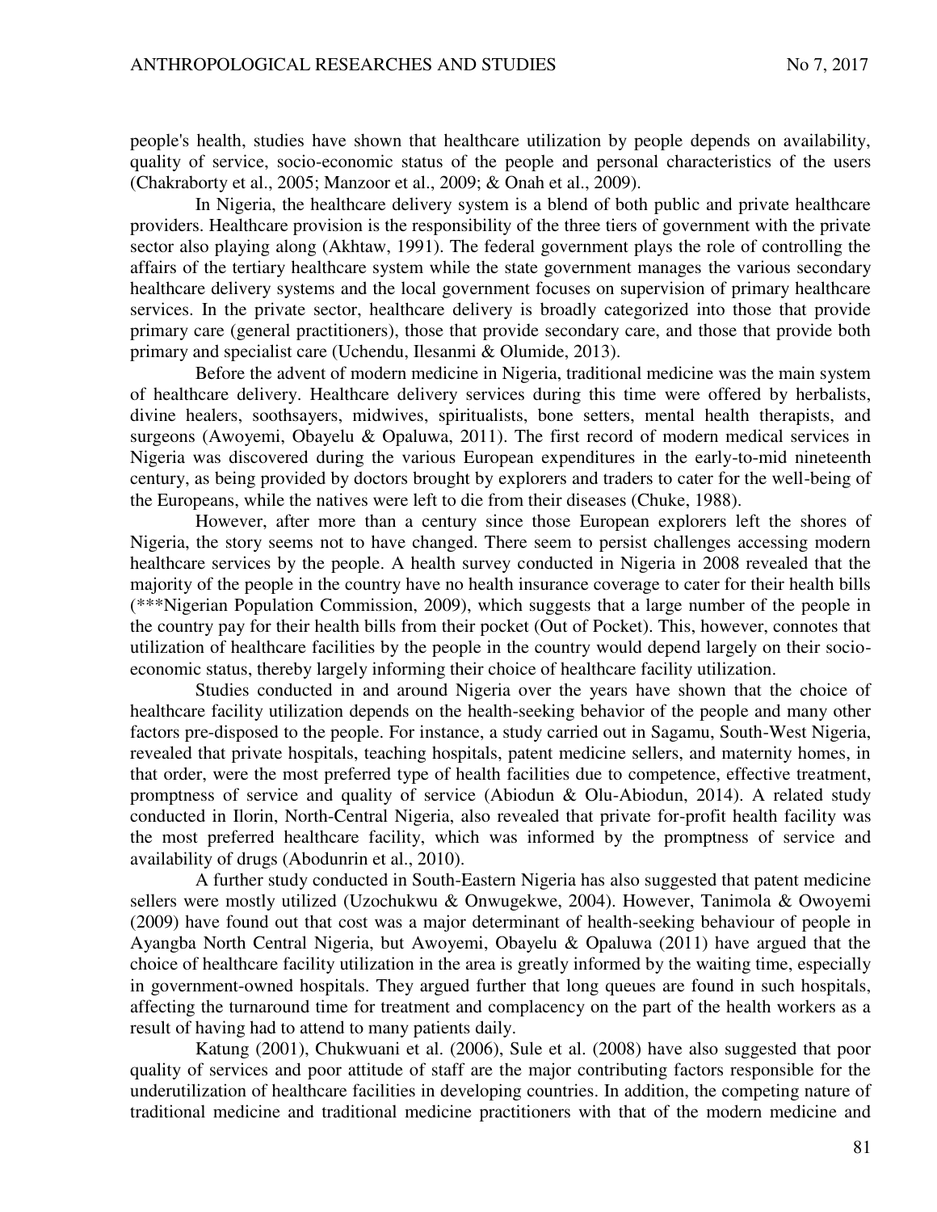people's health, studies have shown that healthcare utilization by people depends on availability, quality of service, socio-economic status of the people and personal characteristics of the users (Chakraborty et al., 2005; Manzoor et al., 2009; & Onah et al., 2009).

In Nigeria, the healthcare delivery system is a blend of both public and private healthcare providers. Healthcare provision is the responsibility of the three tiers of government with the private sector also playing along (Akhtaw, 1991). The federal government plays the role of controlling the affairs of the tertiary healthcare system while the state government manages the various secondary healthcare delivery systems and the local government focuses on supervision of primary healthcare services. In the private sector, healthcare delivery is broadly categorized into those that provide primary care (general practitioners), those that provide secondary care, and those that provide both primary and specialist care (Uchendu, Ilesanmi & Olumide, 2013).

Before the advent of modern medicine in Nigeria, traditional medicine was the main system of healthcare delivery. Healthcare delivery services during this time were offered by herbalists, divine healers, soothsayers, midwives, spiritualists, bone setters, mental health therapists, and surgeons (Awoyemi, Obayelu & Opaluwa, 2011). The first record of modern medical services in Nigeria was discovered during the various European expenditures in the early-to-mid nineteenth century, as being provided by doctors brought by explorers and traders to cater for the well-being of the Europeans, while the natives were left to die from their diseases (Chuke, 1988).

However, after more than a century since those European explorers left the shores of Nigeria, the story seems not to have changed. There seem to persist challenges accessing modern healthcare services by the people. A health survey conducted in Nigeria in 2008 revealed that the majority of the people in the country have no health insurance coverage to cater for their health bills (***Nigerian Population Commission, 2009), which suggests that a large number of the people in the country pay for their health bills from their pocket (Out of Pocket). This, however, connotes that utilization of healthcare facilities by the people in the country would depend largely on their socio-economic status, thereby largely informing their choice of healthcare facility utilization.

Studies conducted in and around Nigeria over the years have shown that the choice of healthcare facility utilization depends on the health-seeking behavior of the people and many other factors pre-disposed to the people. For instance, a study carried out in Sagamu, South-West Nigeria, revealed that private hospitals, teaching hospitals, patent medicine sellers, and maternity homes, in that order, were the most preferred type of health facilities due to competence, effective treatment, promptness of service and quality of service (Abiodun & Olu-Abiodun, 2014). A related study conducted in Ilorin, North-Central Nigeria, also revealed that private for-profit health facility was the most preferred healthcare facility, which was informed by the promptness of service and availability of drugs (Abodunrin et al., 2010).

A further study conducted in South-Eastern Nigeria has also suggested that patent medicine sellers were mostly utilized (Uzochukwu & Onwugekwe, 2004). However, Tanimola & Owoyemi (2009) have found out that cost was a major determinant of health-seeking behaviour of people in Ayangba North Central Nigeria, but Awoyemi, Obayelu & Opaluwa (2011) have argued that the choice of healthcare facility utilization in the area is greatly informed by the waiting time, especially in government-owned hospitals. They argued further that long queues are found in such hospitals, affecting the turnaround time for treatment and complacency on the part of the health workers as a result of having had to attend to many patients daily.

Katung (2001), Chukwuani et al. (2006), Sule et al. (2008) have also suggested that poor quality of services and poor attitude of staff are the major contributing factors responsible for the underutilization of healthcare facilities in developing countries. In addition, the competing nature of traditional medicine and traditional medicine practitioners with that of the modern medicine and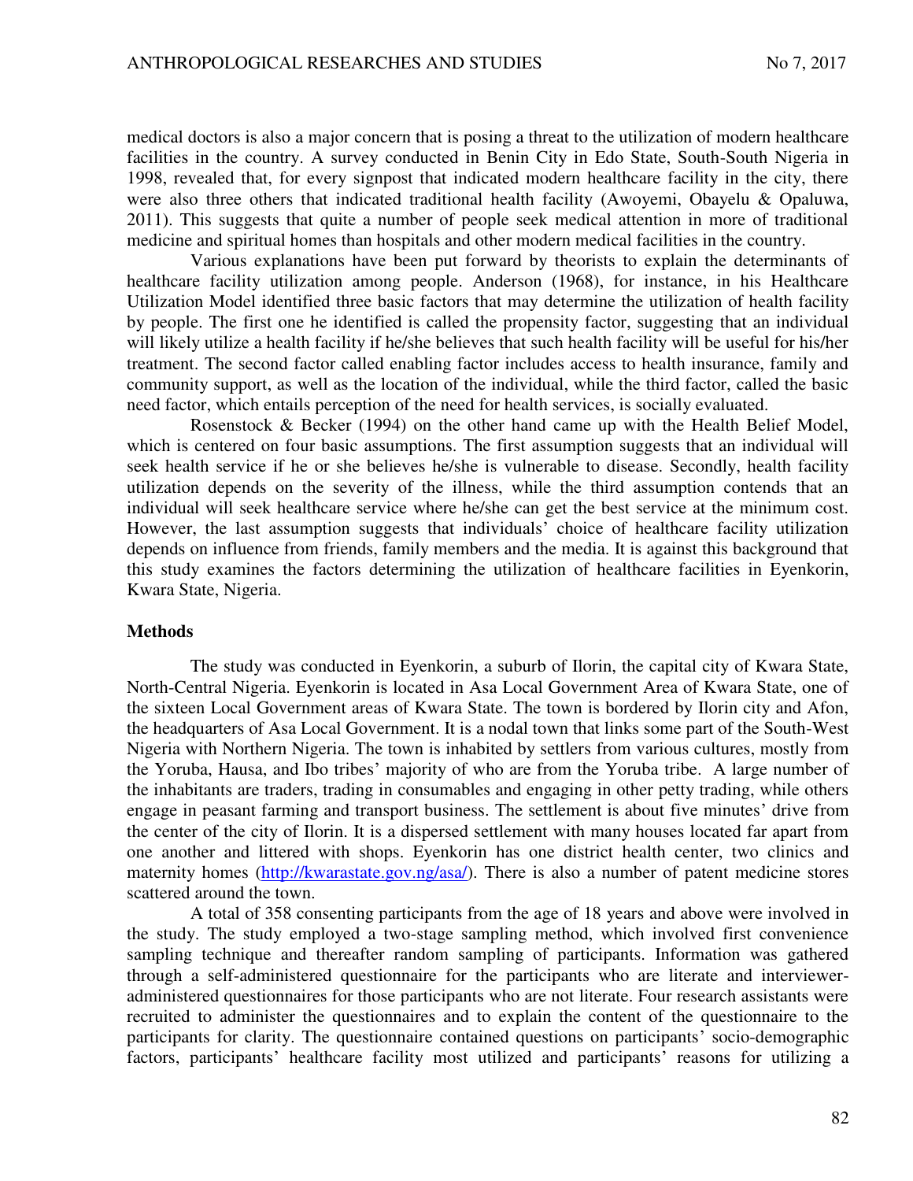medical doctors is also a major concern that is posing a threat to the utilization of modern healthcare facilities in the country. A survey conducted in Benin City in Edo State, South-South Nigeria in 1998, revealed that, for every signpost that indicated modern healthcare facility in the city, there were also three others that indicated traditional health facility (Awoyemi, Obayelu & Opaluwa, 2011). This suggests that quite a number of people seek medical attention in more of traditional medicine and spiritual homes than hospitals and other modern medical facilities in the country.

Various explanations have been put forward by theorists to explain the determinants of healthcare facility utilization among people. Anderson (1968), for instance, in his Healthcare Utilization Model identified three basic factors that may determine the utilization of health facility by people. The first one he identified is called the propensity factor, suggesting that an individual will likely utilize a health facility if he/she believes that such health facility will be useful for his/her treatment. The second factor called enabling factor includes access to health insurance, family and community support, as well as the location of the individual, while the third factor, called the basic need factor, which entails perception of the need for health services, is socially evaluated.

Rosenstock & Becker (1994) on the other hand came up with the Health Belief Model, which is centered on four basic assumptions. The first assumption suggests that an individual will seek health service if he or she believes he/she is vulnerable to disease. Secondly, health facility utilization depends on the severity of the illness, while the third assumption contends that an individual will seek healthcare service where he/she can get the best service at the minimum cost. However, the last assumption suggests that individuals' choice of healthcare facility utilization depends on influence from friends, family members and the media. It is against this background that this study examines the factors determining the utilization of healthcare facilities in Eyenkorin, Kwara State, Nigeria.

## Methods

The study was conducted in Eyenkorin, a suburb of Ilorin, the capital city of Kwara State, North-Central Nigeria. Eyenkorin is located in Asa Local Government Area of Kwara State, one of the sixteen Local Government areas of Kwara State. The town is bordered by Ilorin city and Afon, the headquarters of Asa Local Government. It is a nodal town that links some part of the South-West Nigeria with Northern Nigeria. The town is inhabited by settlers from various cultures, mostly from the Yoruba, Hausa, and Ibo tribes' majority of who are from the Yoruba tribe. A large number of the inhabitants are traders, trading in consumables and engaging in other petty trading, while others engage in peasant farming and transport business. The settlement is about five minutes' drive from the center of the city of Ilorin. It is a dispersed settlement with many houses located far apart from one another and littered with shops. Eyenkorin has one district health center, two clinics and maternity homes (http://kwarastate.gov.ng/asa/). There is also a number of patent medicine stores scattered around the town.

A total of 358 consenting participants from the age of 18 years and above were involved in the study. The study employed a two-stage sampling method, which involved first convenience sampling technique and thereafter random sampling of participants. Information was gathered through a self-administered questionnaire for the participants who are literate and interviewer-administered questionnaires for those participants who are not literate. Four research assistants were recruited to administer the questionnaires and to explain the content of the questionnaire to the participants for clarity. The questionnaire contained questions on participants' socio-demographic factors, participants' healthcare facility most utilized and participants' reasons for utilizing a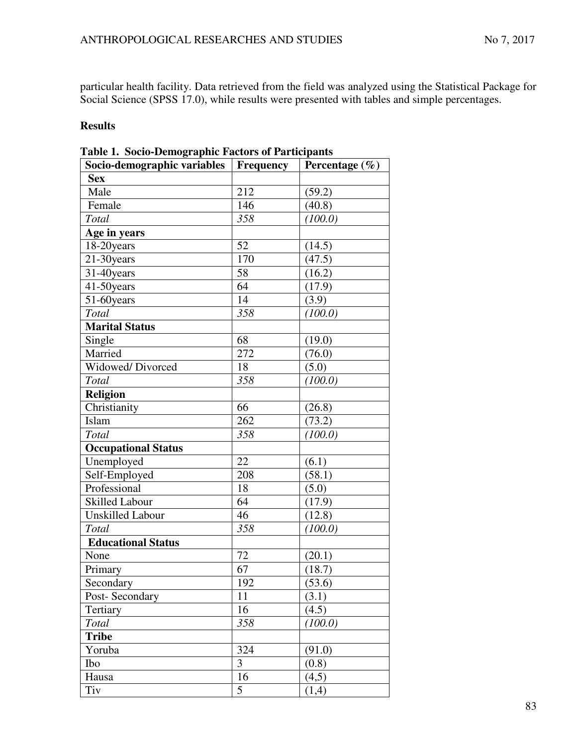particular health facility. Data retrieved from the field was analyzed using the Statistical Package for Social Science (SPSS 17.0), while results were presented with tables and simple percentages.

## Results

**Table 1. Socio-Demographic Factors of Participants**

| Socio-demographic variables | Frequency | Percentage (%) |
|---|---|---|
| **Sex** | | |
| Male | 212 | (59.2) |
| Female | 146 | (40.8) |
| *Total* | *358* | *(100.0)* |
| **Age in years** | | |
| 18-20years | 52 | (14.5) |
| 21-30years | 170 | (47.5) |
| 31-40years | 58 | (16.2) |
| 41-50years | 64 | (17.9) |
| 51-60years | 14 | (3.9) |
| *Total* | *358* | *(100.0)* |
| **Marital Status** | | |
| Single | 68 | (19.0) |
| Married | 272 | (76.0) |
| Widowed/ Divorced | 18 | (5.0) |
| *Total* | *358* | *(100.0)* |
| **Religion** | | |
| Christianity | 66 | (26.8) |
| Islam | 262 | (73.2) |
| *Total* | *358* | *(100.0)* |
| **Occupational Status** | | |
| Unemployed | 22 | (6.1) |
| Self-Employed | 208 | (58.1) |
| Professional | 18 | (5.0) |
| Skilled Labour | 64 | (17.9) |
| Unskilled Labour | 46 | (12.8) |
| *Total* | *358* | *(100.0)* |
| **Educational Status** | | |
| None | 72 | (20.1) |
| Primary | 67 | (18.7) |
| Secondary | 192 | (53.6) |
| Post- Secondary | 11 | (3.1) |
| Tertiary | 16 | (4.5) |
| *Total* | *358* | *(100.0)* |
| **Tribe** | | |
| Yoruba | 324 | (91.0) |
| Ibo | 3 | (0.8) |
| Hausa | 16 | (4,5) |
| Tiv | 5 | (1,4) |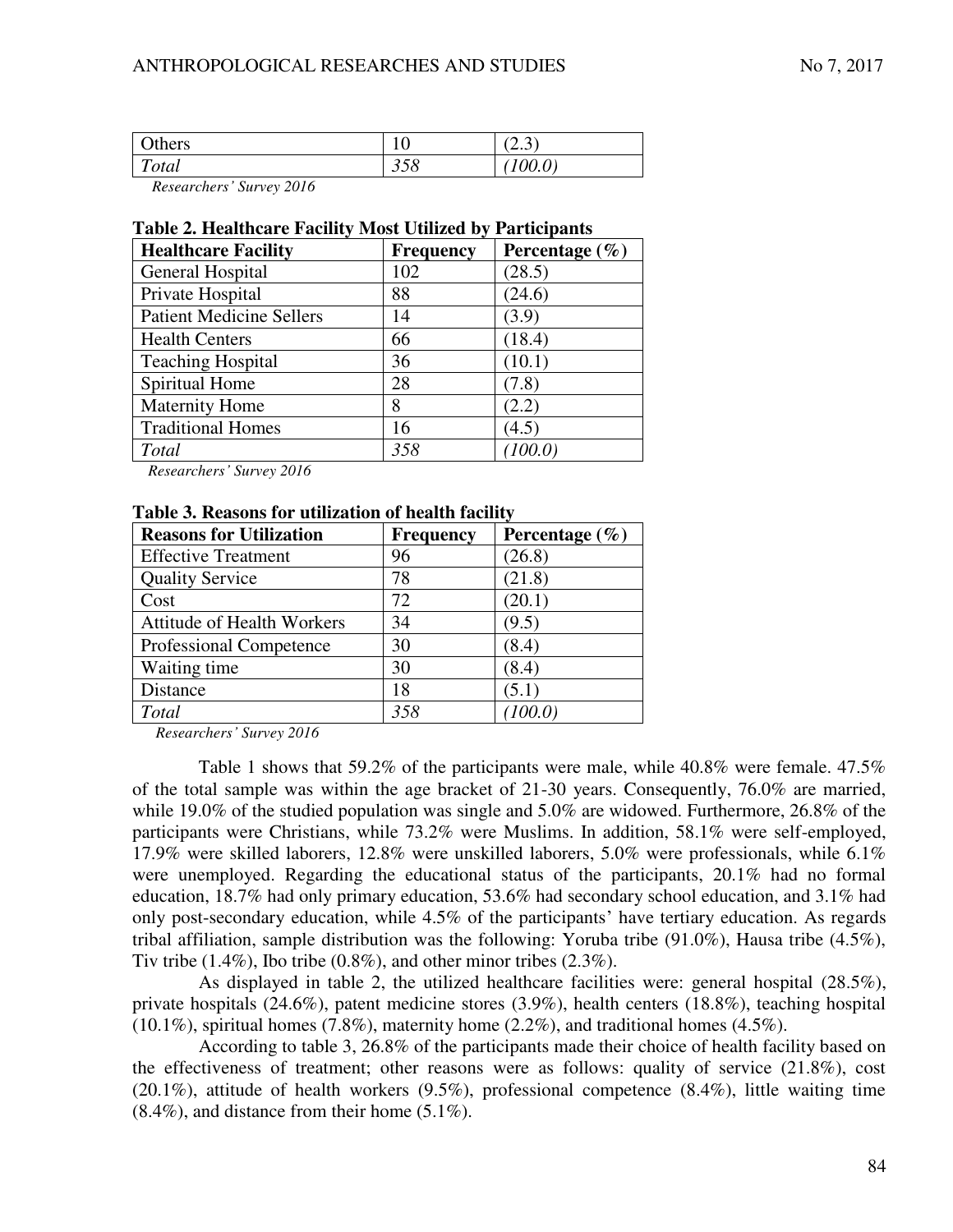| Others | 10 | (2.3) |
|---|---|---|
| *Total* | *358* | *(100.0)* |

*Researchers' Survey 2016*

**Table 2. Healthcare Facility Most Utilized by Participants**

| Healthcare Facility | Frequency | Percentage (%) |
|---|---|---|
| General Hospital | 102 | (28.5) |
| Private Hospital | 88 | (24.6) |
| Patient Medicine Sellers | 14 | (3.9) |
| Health Centers | 66 | (18.4) |
| Teaching Hospital | 36 | (10.1) |
| Spiritual Home | 28 | (7.8) |
| Maternity Home | 8 | (2.2) |
| Traditional Homes | 16 | (4.5) |
| *Total* | *358* | *(100.0)* |

*Researchers' Survey 2016*

**Table 3. Reasons for utilization of health facility**

| Reasons for Utilization | Frequency | Percentage (%) |
|---|---|---|
| Effective Treatment | 96 | (26.8) |
| Quality Service | 78 | (21.8) |
| Cost | 72 | (20.1) |
| Attitude of Health Workers | 34 | (9.5) |
| Professional Competence | 30 | (8.4) |
| Waiting time | 30 | (8.4) |
| Distance | 18 | (5.1) |
| *Total* | *358* | *(100.0)* |

*Researchers' Survey 2016*

Table 1 shows that 59.2% of the participants were male, while 40.8% were female. 47.5% of the total sample was within the age bracket of 21-30 years. Consequently, 76.0% are married, while 19.0% of the studied population was single and 5.0% are widowed. Furthermore, 26.8% of the participants were Christians, while 73.2% were Muslims. In addition, 58.1% were self-employed, 17.9% were skilled laborers, 12.8% were unskilled laborers, 5.0% were professionals, while 6.1% were unemployed. Regarding the educational status of the participants, 20.1% had no formal education, 18.7% had only primary education, 53.6% had secondary school education, and 3.1% had only post-secondary education, while 4.5% of the participants' have tertiary education. As regards tribal affiliation, sample distribution was the following: Yoruba tribe (91.0%), Hausa tribe (4.5%), Tiv tribe (1.4%), Ibo tribe (0.8%), and other minor tribes (2.3%).

As displayed in table 2, the utilized healthcare facilities were: general hospital (28.5%), private hospitals (24.6%), patent medicine stores (3.9%), health centers (18.8%), teaching hospital (10.1%), spiritual homes (7.8%), maternity home (2.2%), and traditional homes (4.5%).

According to table 3, 26.8% of the participants made their choice of health facility based on the effectiveness of treatment; other reasons were as follows: quality of service (21.8%), cost (20.1%), attitude of health workers (9.5%), professional competence (8.4%), little waiting time (8.4%), and distance from their home (5.1%).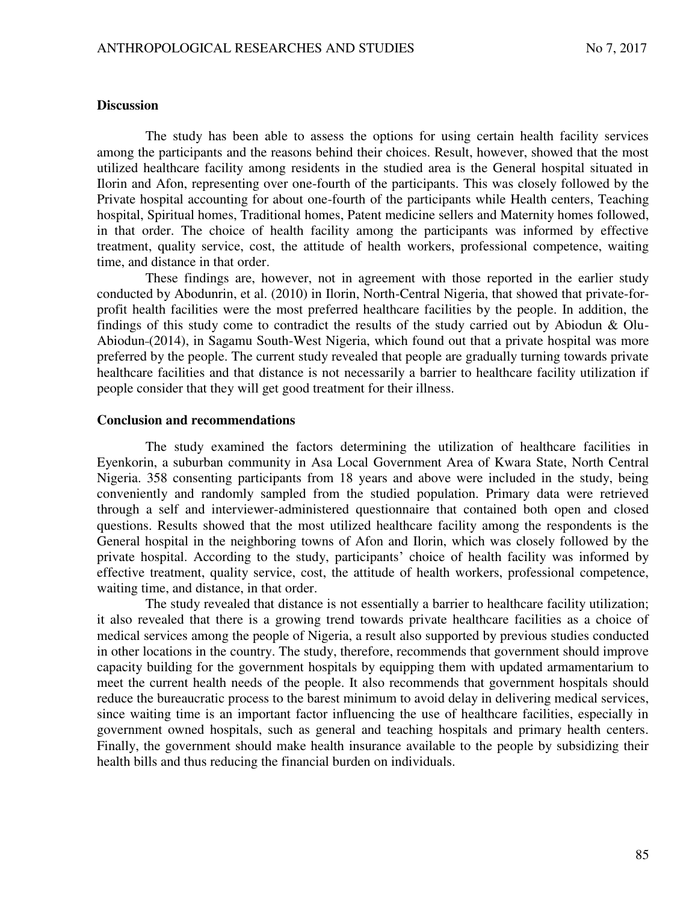## Discussion

The study has been able to assess the options for using certain health facility services among the participants and the reasons behind their choices. Result, however, showed that the most utilized healthcare facility among residents in the studied area is the General hospital situated in Ilorin and Afon, representing over one-fourth of the participants. This was closely followed by the Private hospital accounting for about one-fourth of the participants while Health centers, Teaching hospital, Spiritual homes, Traditional homes, Patent medicine sellers and Maternity homes followed, in that order. The choice of health facility among the participants was informed by effective treatment, quality service, cost, the attitude of health workers, professional competence, waiting time, and distance in that order.

These findings are, however, not in agreement with those reported in the earlier study conducted by Abodunrin, et al. (2010) in Ilorin, North-Central Nigeria, that showed that private-for-profit health facilities were the most preferred healthcare facilities by the people. In addition, the findings of this study come to contradict the results of the study carried out by Abiodun & Olu-Abiodun (2014), in Sagamu South-West Nigeria, which found out that a private hospital was more preferred by the people. The current study revealed that people are gradually turning towards private healthcare facilities and that distance is not necessarily a barrier to healthcare facility utilization if people consider that they will get good treatment for their illness.

## Conclusion and recommendations

The study examined the factors determining the utilization of healthcare facilities in Eyenkorin, a suburban community in Asa Local Government Area of Kwara State, North Central Nigeria. 358 consenting participants from 18 years and above were included in the study, being conveniently and randomly sampled from the studied population. Primary data were retrieved through a self and interviewer-administered questionnaire that contained both open and closed questions. Results showed that the most utilized healthcare facility among the respondents is the General hospital in the neighboring towns of Afon and Ilorin, which was closely followed by the private hospital. According to the study, participants' choice of health facility was informed by effective treatment, quality service, cost, the attitude of health workers, professional competence, waiting time, and distance, in that order.

The study revealed that distance is not essentially a barrier to healthcare facility utilization; it also revealed that there is a growing trend towards private healthcare facilities as a choice of medical services among the people of Nigeria, a result also supported by previous studies conducted in other locations in the country. The study, therefore, recommends that government should improve capacity building for the government hospitals by equipping them with updated armamentarium to meet the current health needs of the people. It also recommends that government hospitals should reduce the bureaucratic process to the barest minimum to avoid delay in delivering medical services, since waiting time is an important factor influencing the use of healthcare facilities, especially in government owned hospitals, such as general and teaching hospitals and primary health centers. Finally, the government should make health insurance available to the people by subsidizing their health bills and thus reducing the financial burden on individuals.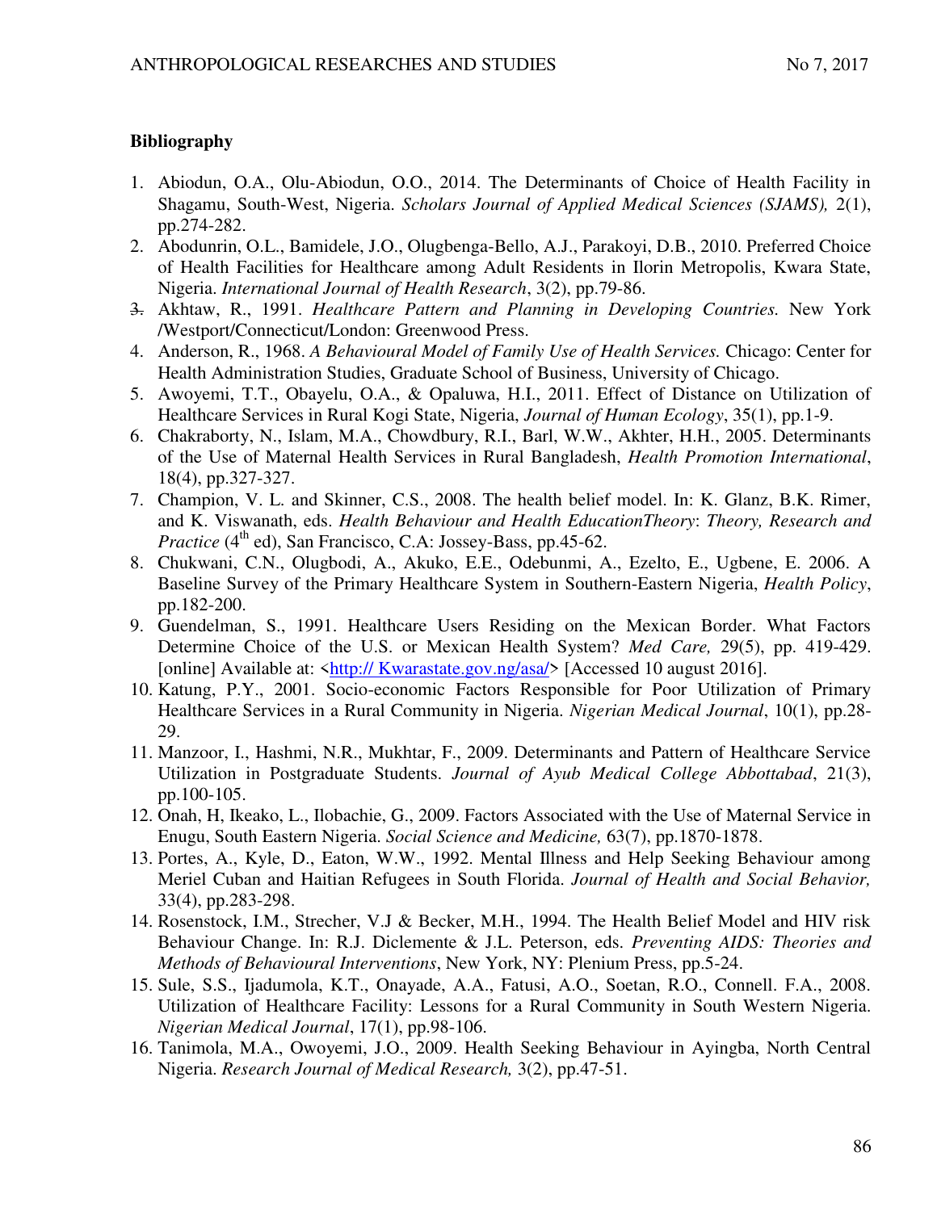**Bibliography**

1. Abiodun, O.A., Olu-Abiodun, O.O., 2014. The Determinants of Choice of Health Facility in Shagamu, South-West, Nigeria. *Scholars Journal of Applied Medical Sciences (SJAMS),* 2(1), pp.274-282.
2. Abodunrin, O.L., Bamidele, J.O., Olugbenga-Bello, A.J., Parakoyi, D.B., 2010. Preferred Choice of Health Facilities for Healthcare among Adult Residents in Ilorin Metropolis, Kwara State, Nigeria. *International Journal of Health Research*, 3(2), pp.79-86.
3. Akhtaw, R., 1991. *Healthcare Pattern and Planning in Developing Countries.* New York /Westport/Connecticut/London: Greenwood Press.
4. Anderson, R., 1968. *A Behavioural Model of Family Use of Health Services.* Chicago: Center for Health Administration Studies, Graduate School of Business, University of Chicago.
5. Awoyemi, T.T., Obayelu, O.A., & Opaluwa, H.I., 2011. Effect of Distance on Utilization of Healthcare Services in Rural Kogi State, Nigeria, *Journal of Human Ecology*, 35(1), pp.1-9.
6. Chakraborty, N., Islam, M.A., Chowdbury, R.I., Barl, W.W., Akhter, H.H., 2005. Determinants of the Use of Maternal Health Services in Rural Bangladesh, *Health Promotion International*, 18(4), pp.327-327.
7. Champion, V. L. and Skinner, C.S., 2008. The health belief model. In: K. Glanz, B.K. Rimer, and K. Viswanath, eds. *Health Behaviour and Health EducationTheory*: *Theory, Research and Practice* (4th ed), San Francisco, C.A: Jossey-Bass, pp.45-62.
8. Chukwani, C.N., Olugbodi, A., Akuko, E.E., Odebunmi, A., Ezelto, E., Ugbene, E. 2006. A Baseline Survey of the Primary Healthcare System in Southern-Eastern Nigeria, *Health Policy*, pp.182-200.
9. Guendelman, S., 1991. Healthcare Users Residing on the Mexican Border. What Factors Determine Choice of the U.S. or Mexican Health System? *Med Care,* 29(5), pp. 419-429. [online] Available at: <http:// Kwarastate.gov.ng/asa/> [Accessed 10 august 2016].
10. Katung, P.Y., 2001. Socio-economic Factors Responsible for Poor Utilization of Primary Healthcare Services in a Rural Community in Nigeria. *Nigerian Medical Journal*, 10(1), pp.28-29.
11. Manzoor, I., Hashmi, N.R., Mukhtar, F., 2009. Determinants and Pattern of Healthcare Service Utilization in Postgraduate Students. *Journal of Ayub Medical College Abbottabad*, 21(3), pp.100-105.
12. Onah, H, Ikeako, L., Ilobachie, G., 2009. Factors Associated with the Use of Maternal Service in Enugu, South Eastern Nigeria. *Social Science and Medicine,* 63(7), pp.1870-1878.
13. Portes, A., Kyle, D., Eaton, W.W., 1992. Mental Illness and Help Seeking Behaviour among Meriel Cuban and Haitian Refugees in South Florida. *Journal of Health and Social Behavior,* 33(4), pp.283-298.
14. Rosenstock, I.M., Strecher, V.J & Becker, M.H., 1994. The Health Belief Model and HIV risk Behaviour Change. In: R.J. Diclemente & J.L. Peterson, eds. *Preventing AIDS: Theories and Methods of Behavioural Interventions*, New York, NY: Plenium Press, pp.5-24.
15. Sule, S.S., Ijadumola, K.T., Onayade, A.A., Fatusi, A.O., Soetan, R.O., Connell. F.A., 2008. Utilization of Healthcare Facility: Lessons for a Rural Community in South Western Nigeria. *Nigerian Medical Journal*, 17(1), pp.98-106.
16. Tanimola, M.A., Owoyemi, J.O., 2009. Health Seeking Behaviour in Ayingba, North Central Nigeria. *Research Journal of Medical Research,* 3(2), pp.47-51.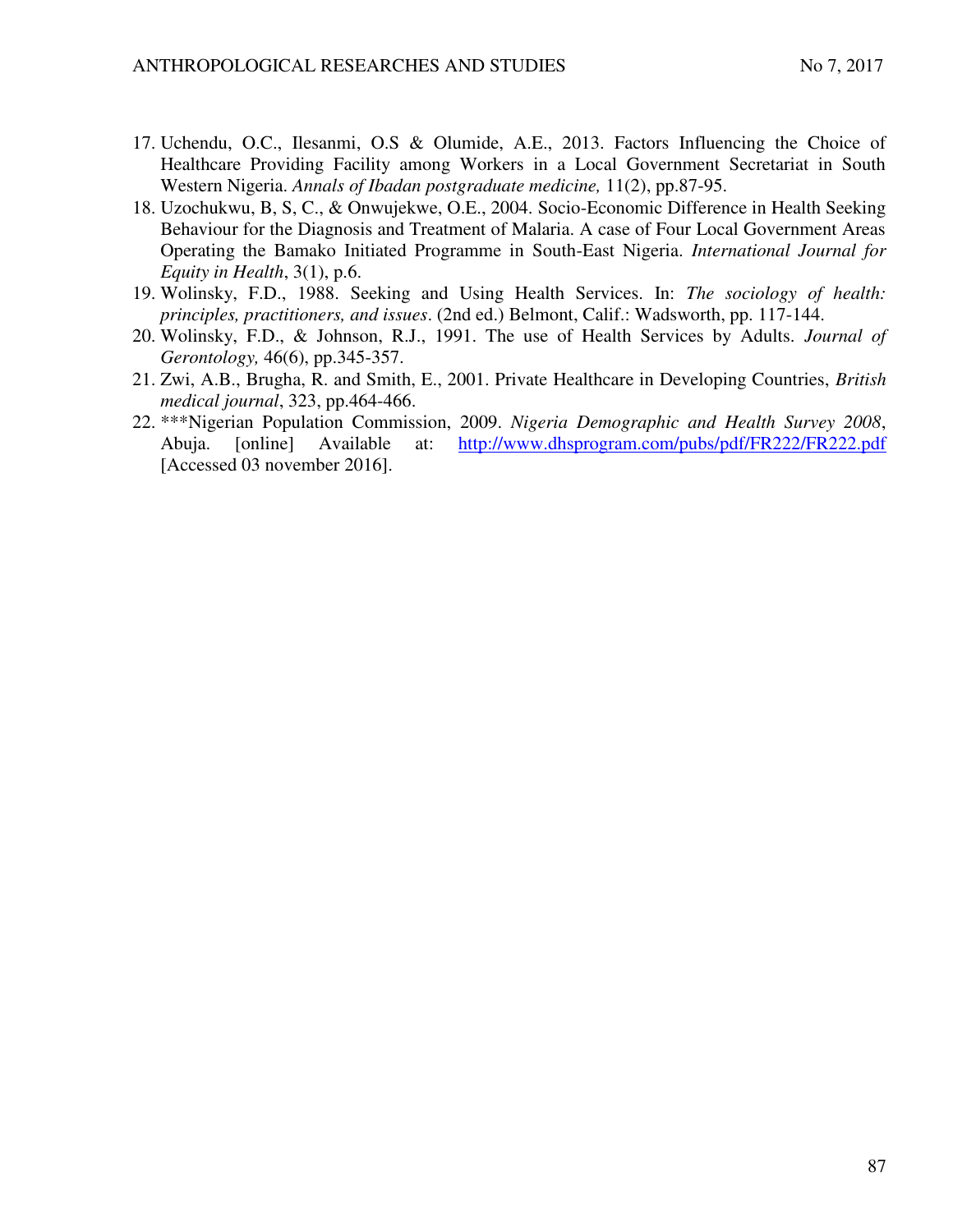17. Uchendu, O.C., Ilesanmi, O.S & Olumide, A.E., 2013. Factors Influencing the Choice of Healthcare Providing Facility among Workers in a Local Government Secretariat in South Western Nigeria. *Annals of Ibadan postgraduate medicine,* 11(2), pp.87-95.
18. Uzochukwu, B, S, C., & Onwujekwe, O.E., 2004. Socio-Economic Difference in Health Seeking Behaviour for the Diagnosis and Treatment of Malaria. A case of Four Local Government Areas Operating the Bamako Initiated Programme in South-East Nigeria. *International Journal for Equity in Health*, 3(1), p.6.
19. Wolinsky, F.D., 1988. Seeking and Using Health Services. In: *The sociology of health: principles, practitioners, and issues*. (2nd ed.) Belmont, Calif.: Wadsworth, pp. 117-144.
20. Wolinsky, F.D., & Johnson, R.J., 1991. The use of Health Services by Adults. *Journal of Gerontology,* 46(6), pp.345-357.
21. Zwi, A.B., Brugha, R. and Smith, E., 2001. Private Healthcare in Developing Countries, *British medical journal*, 323, pp.464-466.
22. ***Nigerian Population Commission, 2009. *Nigeria Demographic and Health Survey 2008*, Abuja. [online] Available at: http://www.dhsprogram.com/pubs/pdf/FR222/FR222.pdf [Accessed 03 november 2016].